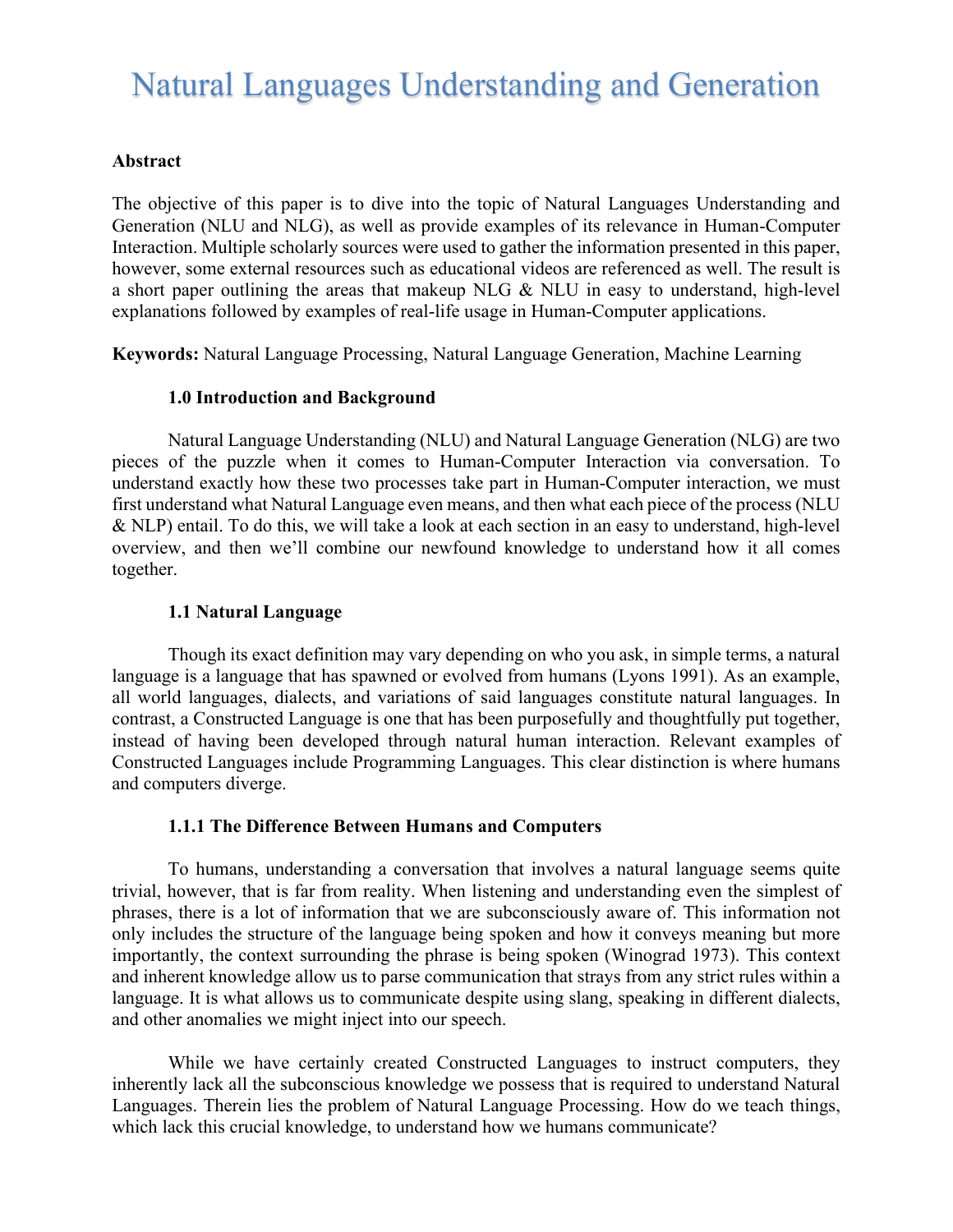# Natural Languages Understanding and Generation

**Abstract**

The objective of this paper is to dive into the topic of Natural Languages Understanding and Generation (NLU and NLG), as well as provide examples of its relevance in Human-Computer Interaction. Multiple scholarly sources were used to gather the information presented in this paper, however, some external resources such as educational videos are referenced as well. The result is a short paper outlining the areas that makeup NLG & NLU in easy to understand, high-level explanations followed by examples of real-life usage in Human-Computer applications.

**Keywords:** Natural Language Processing, Natural Language Generation, Machine Learning

## 1.0 Introduction and Background

Natural Language Understanding (NLU) and Natural Language Generation (NLG) are two pieces of the puzzle when it comes to Human-Computer Interaction via conversation. To understand exactly how these two processes take part in Human-Computer interaction, we must first understand what Natural Language even means, and then what each piece of the process (NLU & NLP) entail. To do this, we will take a look at each section in an easy to understand, high-level overview, and then we'll combine our newfound knowledge to understand how it all comes together.

### 1.1 Natural Language

Though its exact definition may vary depending on who you ask, in simple terms, a natural language is a language that has spawned or evolved from humans (Lyons 1991). As an example, all world languages, dialects, and variations of said languages constitute natural languages. In contrast, a Constructed Language is one that has been purposefully and thoughtfully put together, instead of having been developed through natural human interaction. Relevant examples of Constructed Languages include Programming Languages. This clear distinction is where humans and computers diverge.

#### 1.1.1 The Difference Between Humans and Computers

To humans, understanding a conversation that involves a natural language seems quite trivial, however, that is far from reality. When listening and understanding even the simplest of phrases, there is a lot of information that we are subconsciously aware of. This information not only includes the structure of the language being spoken and how it conveys meaning but more importantly, the context surrounding the phrase is being spoken (Winograd 1973). This context and inherent knowledge allow us to parse communication that strays from any strict rules within a language. It is what allows us to communicate despite using slang, speaking in different dialects, and other anomalies we might inject into our speech.

While we have certainly created Constructed Languages to instruct computers, they inherently lack all the subconscious knowledge we possess that is required to understand Natural Languages. Therein lies the problem of Natural Language Processing. How do we teach things, which lack this crucial knowledge, to understand how we humans communicate?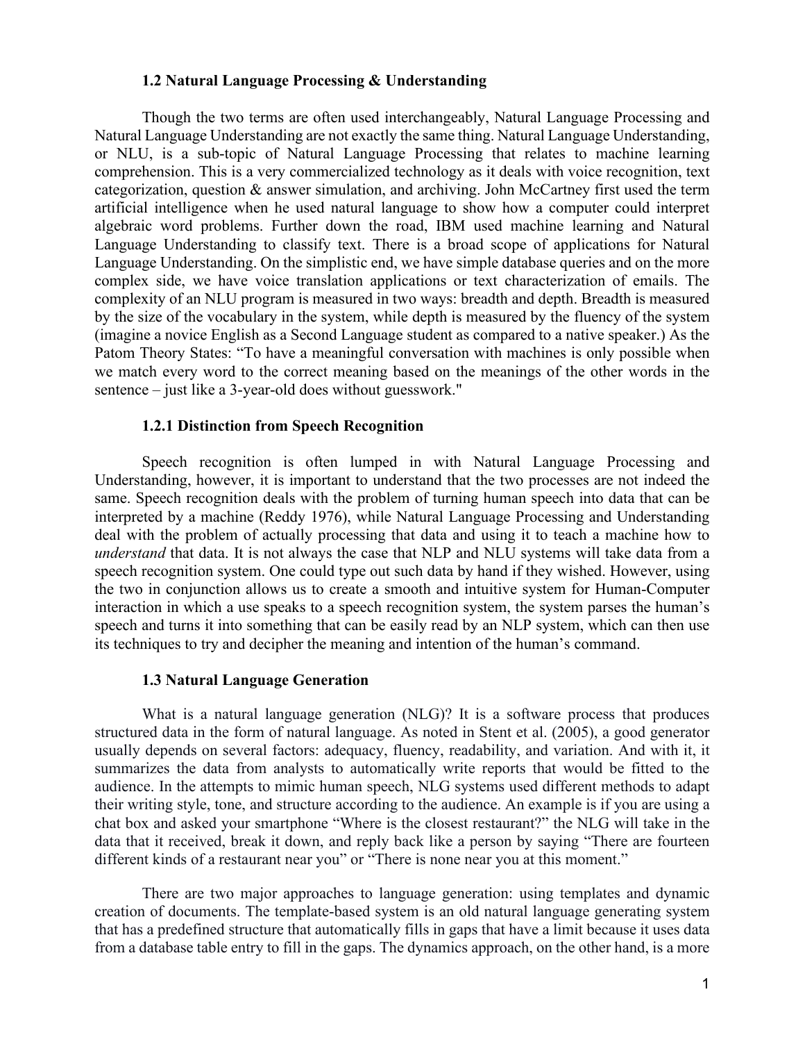### 1.2 Natural Language Processing & Understanding

Though the two terms are often used interchangeably, Natural Language Processing and Natural Language Understanding are not exactly the same thing. Natural Language Understanding, or NLU, is a sub-topic of Natural Language Processing that relates to machine learning comprehension. This is a very commercialized technology as it deals with voice recognition, text categorization, question & answer simulation, and archiving. John McCartney first used the term artificial intelligence when he used natural language to show how a computer could interpret algebraic word problems. Further down the road, IBM used machine learning and Natural Language Understanding to classify text. There is a broad scope of applications for Natural Language Understanding. On the simplistic end, we have simple database queries and on the more complex side, we have voice translation applications or text characterization of emails. The complexity of an NLU program is measured in two ways: breadth and depth. Breadth is measured by the size of the vocabulary in the system, while depth is measured by the fluency of the system (imagine a novice English as a Second Language student as compared to a native speaker.) As the Patom Theory States: "To have a meaningful conversation with machines is only possible when we match every word to the correct meaning based on the meanings of the other words in the sentence – just like a 3-year-old does without guesswork."

#### 1.2.1 Distinction from Speech Recognition

Speech recognition is often lumped in with Natural Language Processing and Understanding, however, it is important to understand that the two processes are not indeed the same. Speech recognition deals with the problem of turning human speech into data that can be interpreted by a machine (Reddy 1976), while Natural Language Processing and Understanding deal with the problem of actually processing that data and using it to teach a machine how to *understand* that data. It is not always the case that NLP and NLU systems will take data from a speech recognition system. One could type out such data by hand if they wished. However, using the two in conjunction allows us to create a smooth and intuitive system for Human-Computer interaction in which a use speaks to a speech recognition system, the system parses the human's speech and turns it into something that can be easily read by an NLP system, which can then use its techniques to try and decipher the meaning and intention of the human's command.

### 1.3 Natural Language Generation

What is a natural language generation (NLG)? It is a software process that produces structured data in the form of natural language. As noted in Stent et al. (2005), a good generator usually depends on several factors: adequacy, fluency, readability, and variation. And with it, it summarizes the data from analysts to automatically write reports that would be fitted to the audience. In the attempts to mimic human speech, NLG systems used different methods to adapt their writing style, tone, and structure according to the audience. An example is if you are using a chat box and asked your smartphone "Where is the closest restaurant?" the NLG will take in the data that it received, break it down, and reply back like a person by saying "There are fourteen different kinds of a restaurant near you" or "There is none near you at this moment."

There are two major approaches to language generation: using templates and dynamic creation of documents. The template-based system is an old natural language generating system that has a predefined structure that automatically fills in gaps that have a limit because it uses data from a database table entry to fill in the gaps. The dynamics approach, on the other hand, is a more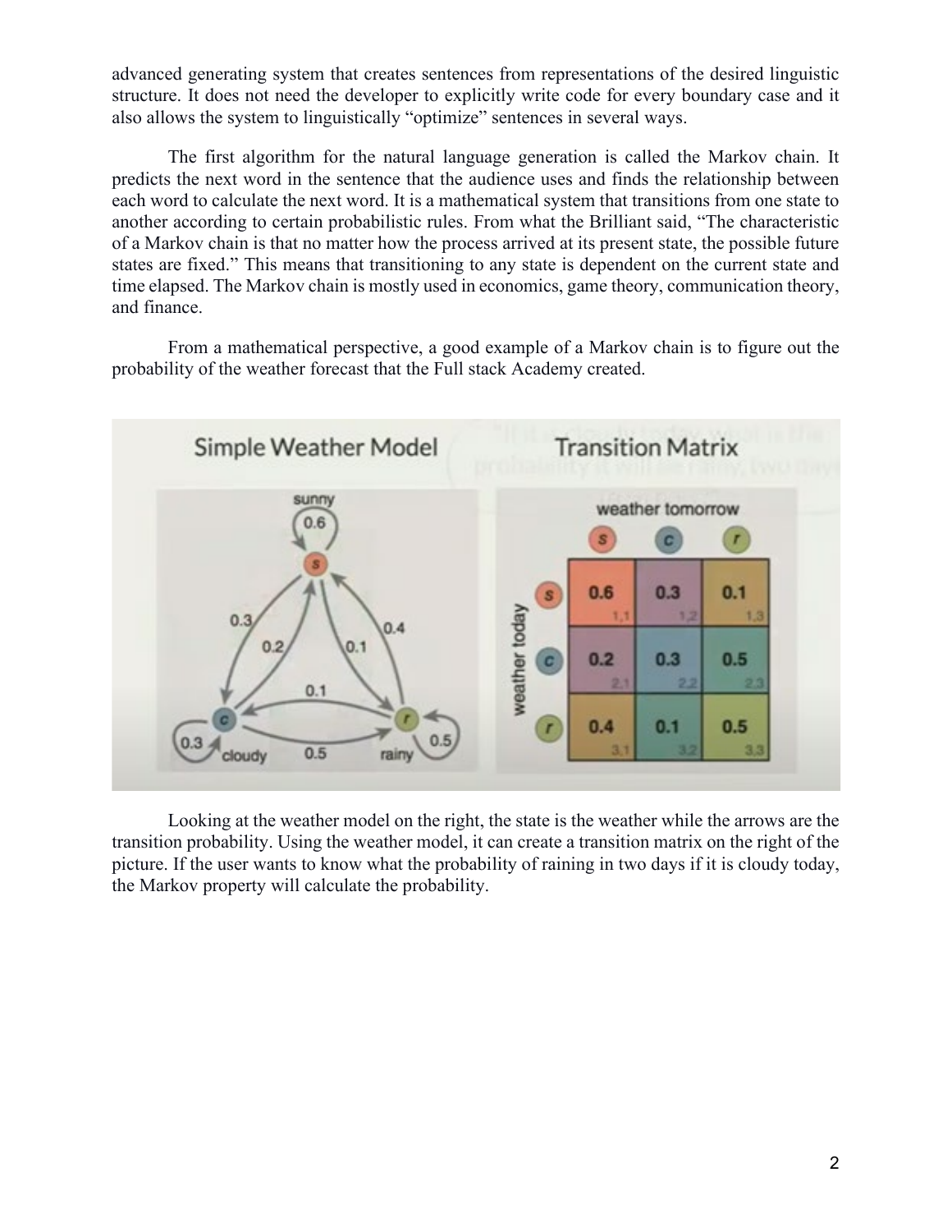advanced generating system that creates sentences from representations of the desired linguistic structure. It does not need the developer to explicitly write code for every boundary case and it also allows the system to linguistically "optimize" sentences in several ways.

The first algorithm for the natural language generation is called the Markov chain. It predicts the next word in the sentence that the audience uses and finds the relationship between each word to calculate the next word. It is a mathematical system that transitions from one state to another according to certain probabilistic rules. From what the Brilliant said, "The characteristic of a Markov chain is that no matter how the process arrived at its present state, the possible future states are fixed." This means that transitioning to any state is dependent on the current state and time elapsed. The Markov chain is mostly used in economics, game theory, communication theory, and finance.

From a mathematical perspective, a good example of a Markov chain is to figure out the probability of the weather forecast that the Full stack Academy created.

Looking at the weather model on the right, the state is the weather while the arrows are the transition probability. Using the weather model, it can create a transition matrix on the right of the picture. If the user wants to know what the probability of raining in two days if it is cloudy today, the Markov property will calculate the probability.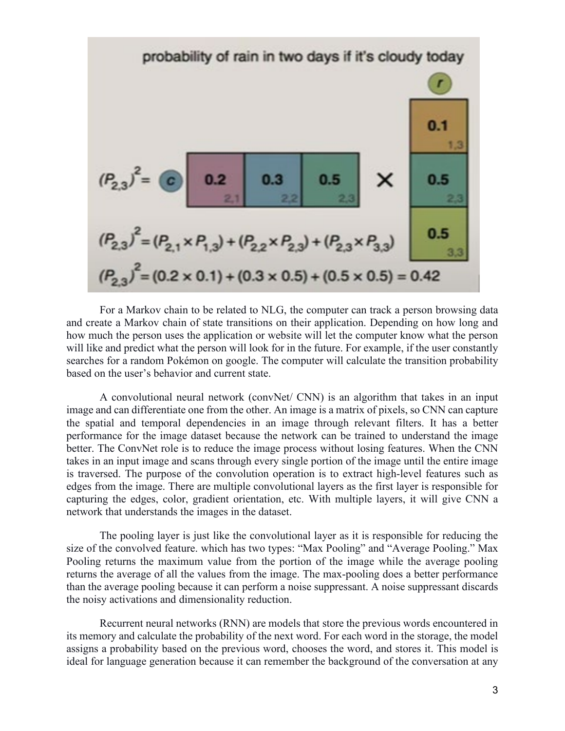probability of rain in two days if it's cloudy today

$$(P_{2,3})^2 = (P_{2,1} \times P_{1,3}) + (P_{2,2} \times P_{2,3}) + (P_{2,3} \times P_{3,3})$$

$$(P_{2,3})^2 = (0.2 \times 0.1) + (0.3 \times 0.5) + (0.5 \times 0.5) = 0.42$$

For a Markov chain to be related to NLG, the computer can track a person browsing data and create a Markov chain of state transitions on their application. Depending on how long and how much the person uses the application or website will let the computer know what the person will like and predict what the person will look for in the future. For example, if the user constantly searches for a random Pokémon on google. The computer will calculate the transition probability based on the user's behavior and current state.

A convolutional neural network (convNet/ CNN) is an algorithm that takes in an input image and can differentiate one from the other. An image is a matrix of pixels, so CNN can capture the spatial and temporal dependencies in an image through relevant filters. It has a better performance for the image dataset because the network can be trained to understand the image better. The ConvNet role is to reduce the image process without losing features. When the CNN takes in an input image and scans through every single portion of the image until the entire image is traversed. The purpose of the convolution operation is to extract high-level features such as edges from the image. There are multiple convolutional layers as the first layer is responsible for capturing the edges, color, gradient orientation, etc. With multiple layers, it will give CNN a network that understands the images in the dataset.

The pooling layer is just like the convolutional layer as it is responsible for reducing the size of the convolved feature. which has two types: "Max Pooling" and "Average Pooling." Max Pooling returns the maximum value from the portion of the image while the average pooling returns the average of all the values from the image. The max-pooling does a better performance than the average pooling because it can perform a noise suppressant. A noise suppressant discards the noisy activations and dimensionality reduction.

Recurrent neural networks (RNN) are models that store the previous words encountered in its memory and calculate the probability of the next word. For each word in the storage, the model assigns a probability based on the previous word, chooses the word, and stores it. This model is ideal for language generation because it can remember the background of the conversation at any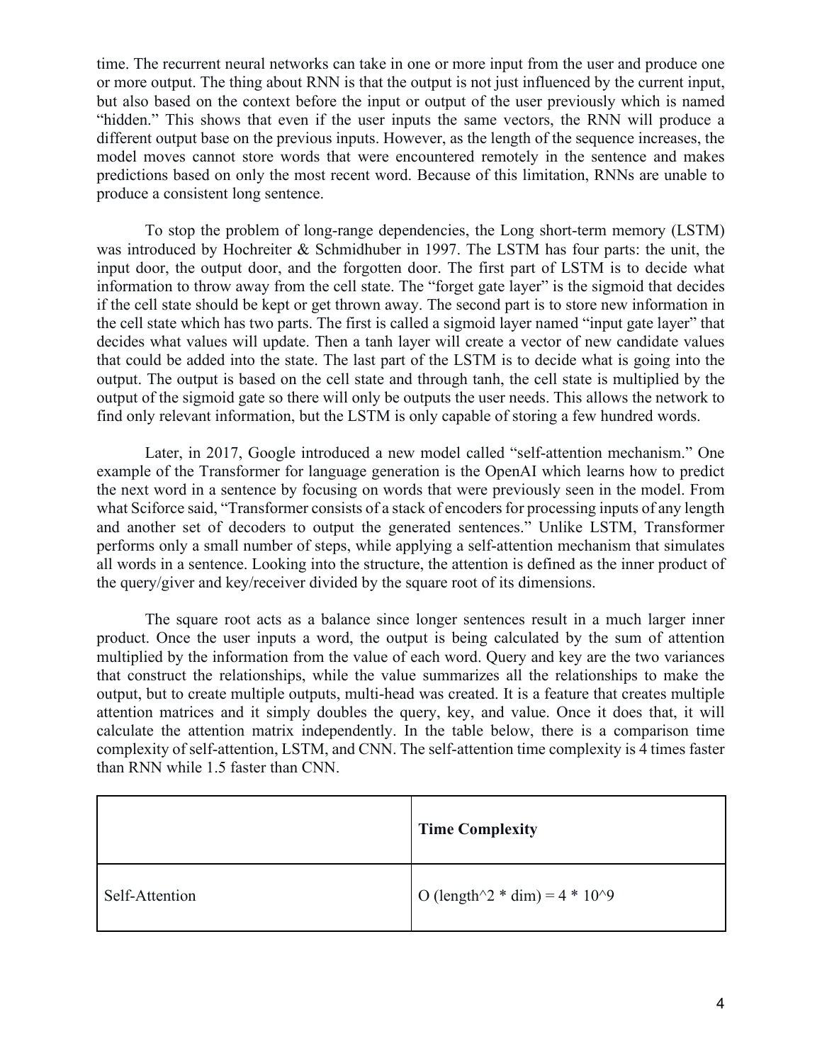time. The recurrent neural networks can take in one or more input from the user and produce one or more output. The thing about RNN is that the output is not just influenced by the current input, but also based on the context before the input or output of the user previously which is named "hidden." This shows that even if the user inputs the same vectors, the RNN will produce a different output base on the previous inputs. However, as the length of the sequence increases, the model moves cannot store words that were encountered remotely in the sentence and makes predictions based on only the most recent word. Because of this limitation, RNNs are unable to produce a consistent long sentence.

To stop the problem of long-range dependencies, the Long short-term memory (LSTM) was introduced by Hochreiter & Schmidhuber in 1997. The LSTM has four parts: the unit, the input door, the output door, and the forgotten door. The first part of LSTM is to decide what information to throw away from the cell state. The "forget gate layer" is the sigmoid that decides if the cell state should be kept or get thrown away. The second part is to store new information in the cell state which has two parts. The first is called a sigmoid layer named "input gate layer" that decides what values will update. Then a tanh layer will create a vector of new candidate values that could be added into the state. The last part of the LSTM is to decide what is going into the output. The output is based on the cell state and through tanh, the cell state is multiplied by the output of the sigmoid gate so there will only be outputs the user needs. This allows the network to find only relevant information, but the LSTM is only capable of storing a few hundred words.

Later, in 2017, Google introduced a new model called "self-attention mechanism." One example of the Transformer for language generation is the OpenAI which learns how to predict the next word in a sentence by focusing on words that were previously seen in the model. From what Sciforce said, "Transformer consists of a stack of encoders for processing inputs of any length and another set of decoders to output the generated sentences." Unlike LSTM, Transformer performs only a small number of steps, while applying a self-attention mechanism that simulates all words in a sentence. Looking into the structure, the attention is defined as the inner product of the query/giver and key/receiver divided by the square root of its dimensions.

The square root acts as a balance since longer sentences result in a much larger inner product. Once the user inputs a word, the output is being calculated by the sum of attention multiplied by the information from the value of each word. Query and key are the two variances that construct the relationships, while the value summarizes all the relationships to make the output, but to create multiple outputs, multi-head was created. It is a feature that creates multiple attention matrices and it simply doubles the query, key, and value. Once it does that, it will calculate the attention matrix independently. In the table below, there is a comparison time complexity of self-attention, LSTM, and CNN. The self-attention time complexity is 4 times faster than RNN while 1.5 faster than CNN.

| | **Time Complexity** |
|---|---|
| Self-Attention | O (length^2 * dim) = 4 * 10^9 |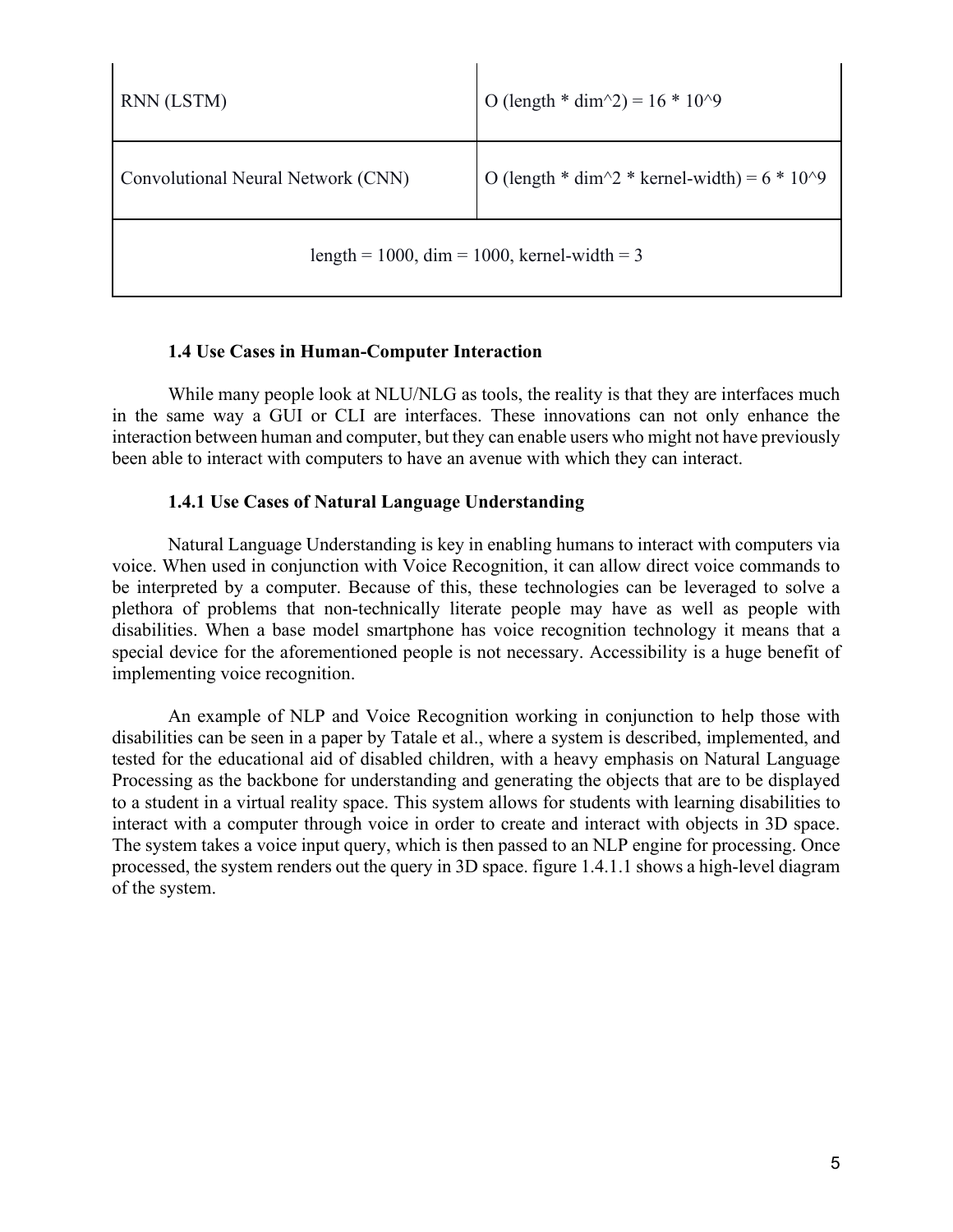| | |
|---|---|
| RNN (LSTM) | O (length * dim^2) = 16 * 10^9 |
| Convolutional Neural Network (CNN) | O (length * dim^2 * kernel-width) = 6 * 10^9 |
| length = 1000, dim = 1000, kernel-width = 3 | |

### 1.4 Use Cases in Human-Computer Interaction

While many people look at NLU/NLG as tools, the reality is that they are interfaces much in the same way a GUI or CLI are interfaces. These innovations can not only enhance the interaction between human and computer, but they can enable users who might not have previously been able to interact with computers to have an avenue with which they can interact.

#### 1.4.1 Use Cases of Natural Language Understanding

Natural Language Understanding is key in enabling humans to interact with computers via voice. When used in conjunction with Voice Recognition, it can allow direct voice commands to be interpreted by a computer. Because of this, these technologies can be leveraged to solve a plethora of problems that non-technically literate people may have as well as people with disabilities. When a base model smartphone has voice recognition technology it means that a special device for the aforementioned people is not necessary. Accessibility is a huge benefit of implementing voice recognition.

An example of NLP and Voice Recognition working in conjunction to help those with disabilities can be seen in a paper by Tatale et al., where a system is described, implemented, and tested for the educational aid of disabled children, with a heavy emphasis on Natural Language Processing as the backbone for understanding and generating the objects that are to be displayed to a student in a virtual reality space. This system allows for students with learning disabilities to interact with a computer through voice in order to create and interact with objects in 3D space. The system takes a voice input query, which is then passed to an NLP engine for processing. Once processed, the system renders out the query in 3D space. figure 1.4.1.1 shows a high-level diagram of the system.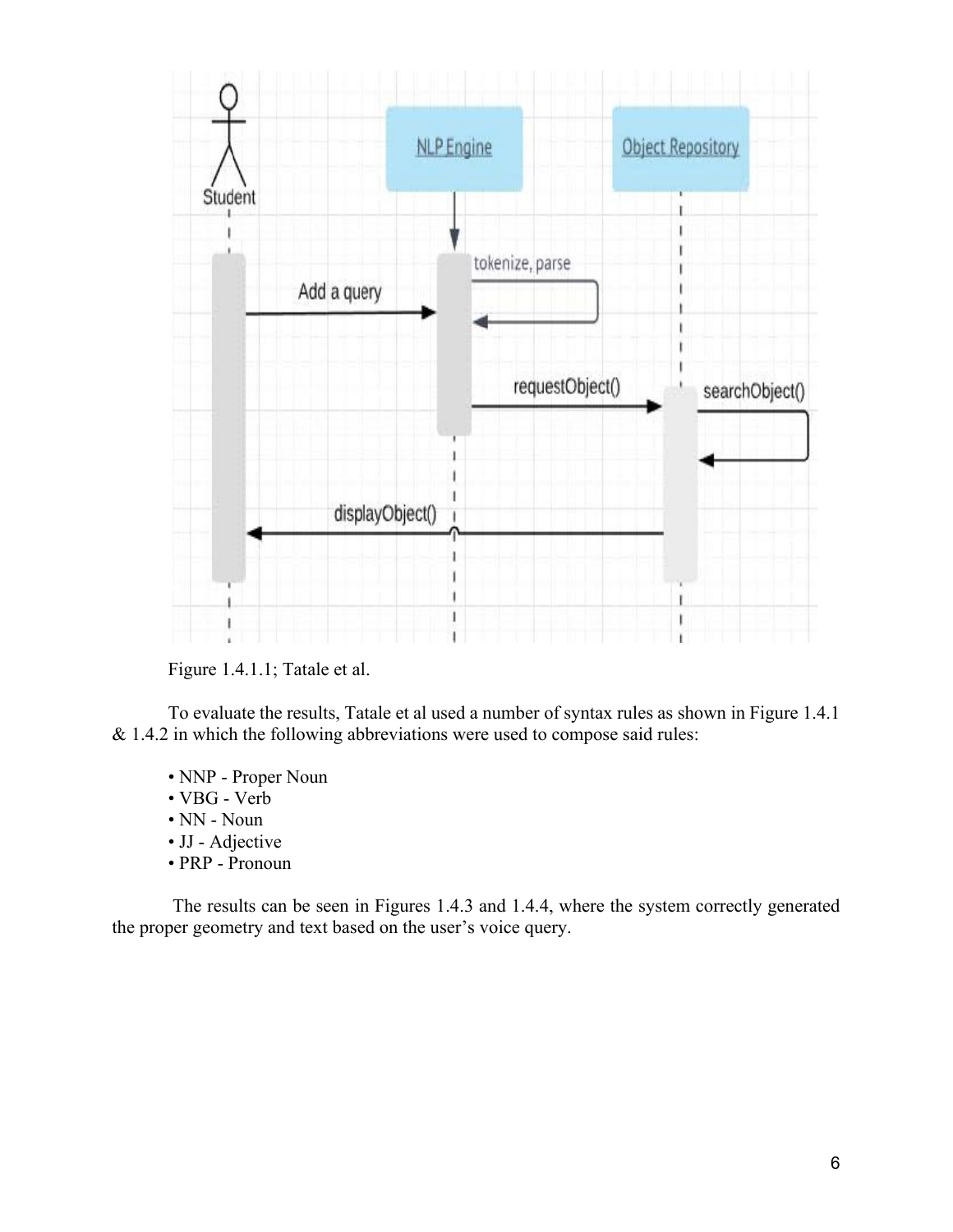Figure 1.4.1.1; Tatale et al.

To evaluate the results, Tatale et al used a number of syntax rules as shown in Figure 1.4.1 & 1.4.2 in which the following abbreviations were used to compose said rules:

- NNP - Proper Noun
- VBG - Verb
- NN - Noun
- JJ - Adjective
- PRP - Pronoun

The results can be seen in Figures 1.4.3 and 1.4.4, where the system correctly generated the proper geometry and text based on the user's voice query.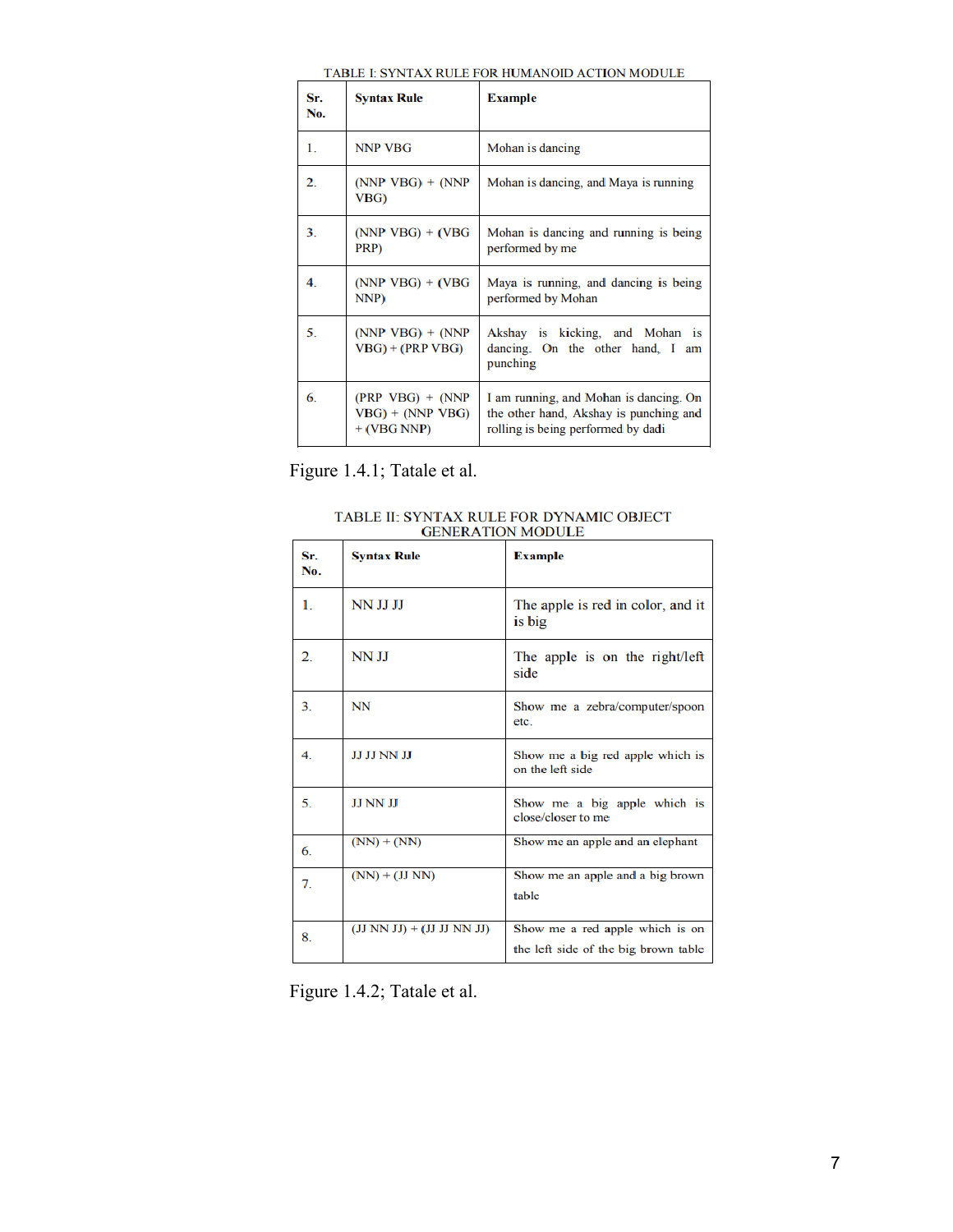TABLE I: SYNTAX RULE FOR HUMANOID ACTION MODULE

| Sr. No. | Syntax Rule | Example |
| --- | --- | --- |
| 1. | NNP VBG | Mohan is dancing |
| 2. | (NNP VBG) + (NNP VBG) | Mohan is dancing, and Maya is running |
| 3. | (NNP VBG) + (VBG PRP) | Mohan is dancing and running is being performed by me |
| 4. | (NNP VBG) + (VBG NNP) | Maya is running, and dancing is being performed by Mohan |
| 5. | (NNP VBG) + (NNP VBG) + (PRP VBG) | Akshay is kicking, and Mohan is dancing. On the other hand, I am punching |
| 6. | (PRP VBG) + (NNP VBG) + (NNP VBG) + (VBG NNP) | I am running, and Mohan is dancing. On the other hand, Akshay is punching and rolling is being performed by dadi |

Figure 1.4.1; Tatale et al.

TABLE II: SYNTAX RULE FOR DYNAMIC OBJECT GENERATION MODULE

| Sr. No. | Syntax Rule | Example |
| --- | --- | --- |
| 1. | NN JJ JJ | The apple is red in color, and it is big |
| 2. | NN JJ | The apple is on the right/left side |
| 3. | NN | Show me a zebra/computer/spoon etc. |
| 4. | JJ JJ NN JJ | Show me a big red apple which is on the left side |
| 5. | JJ NN JJ | Show me a big apple which is close/closer to me |
| 6. | (NN) + (NN) | Show me an apple and an elephant |
| 7. | (NN) + (JJ NN) | Show me an apple and a big brown table |
| 8. | (JJ NN JJ) + (JJ JJ NN JJ) | Show me a red apple which is on the left side of the big brown table |

Figure 1.4.2; Tatale et al.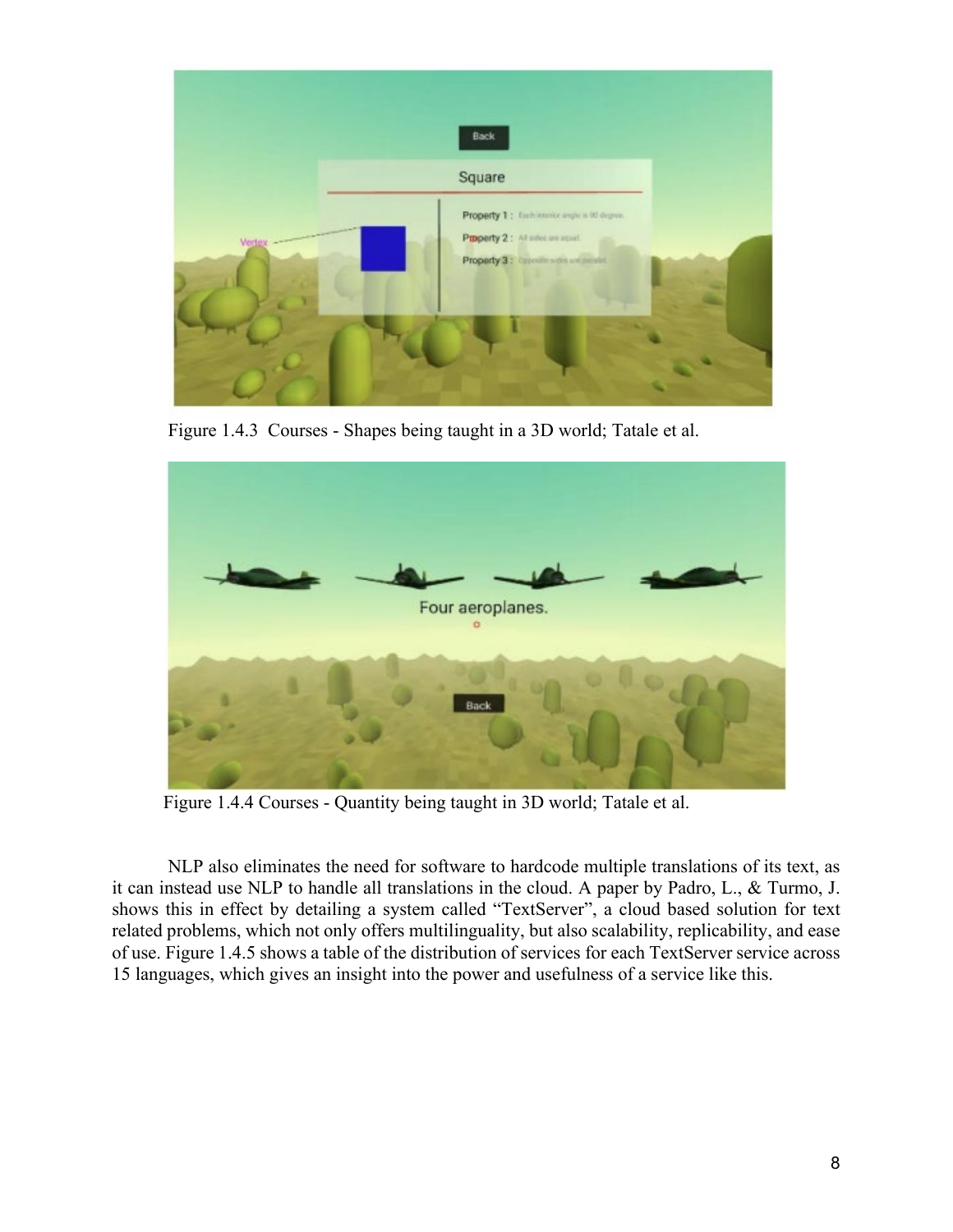Figure 1.4.3 Courses - Shapes being taught in a 3D world; Tatale et al.

Figure 1.4.4 Courses - Quantity being taught in 3D world; Tatale et al.

NLP also eliminates the need for software to hardcode multiple translations of its text, as it can instead use NLP to handle all translations in the cloud. A paper by Padro, L., & Turmo, J. shows this in effect by detailing a system called "TextServer", a cloud based solution for text related problems, which not only offers multilinguality, but also scalability, replicability, and ease of use. Figure 1.4.5 shows a table of the distribution of services for each TextServer service across 15 languages, which gives an insight into the power and usefulness of a service like this.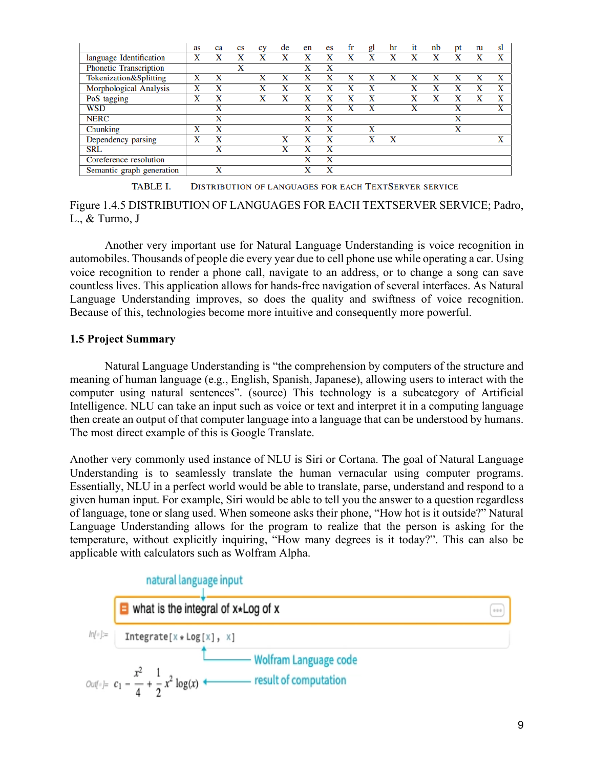| | as | ca | cs | cy | de | en | es | fr | gl | hr | it | nb | pt | ru | sl |
|---|---|---|---|---|---|---|---|---|---|---|---|---|---|---|---|
| language Identification | X | X | X | X | X | X | X | X | X | X | X | X | X | X | X |
| Phonetic Transcription | | | X | | | X | X | | | | | | | | |
| Tokenization&Splitting | X | X | | X | X | X | X | X | X | X | X | X | X | X | X |
| Morphological Analysis | X | X | | X | X | X | X | X | X | | X | X | X | X | X |
| PoS tagging | X | X | | X | X | X | X | X | X | | X | X | X | X | X |
| WSD | | X | | | | X | X | X | X | | X | | X | | X |
| NERC | | X | | | | X | X | | | | | | X | | |
| Chunking | X | X | | | | X | X | | X | | | | X | | |
| Dependency parsing | X | X | | | X | X | X | | X | X | | | | | X |
| SRL | | X | | | X | X | X | | | | | | | | |
| Coreference resolution | | | | | | X | X | | | | | | | | |
| Semantic graph generation | | X | | | | X | X | | | | | | | | |

TABLE I. DISTRIBUTION OF LANGUAGES FOR EACH TEXTSERVER SERVICE

Figure 1.4.5 DISTRIBUTION OF LANGUAGES FOR EACH TEXTSERVER SERVICE; Padro, L., & Turmo, J

Another very important use for Natural Language Understanding is voice recognition in automobiles. Thousands of people die every year due to cell phone use while operating a car. Using voice recognition to render a phone call, navigate to an address, or to change a song can save countless lives. This application allows for hands-free navigation of several interfaces. As Natural Language Understanding improves, so does the quality and swiftness of voice recognition. Because of this, technologies become more intuitive and consequently more powerful.

### 1.5 Project Summary

Natural Language Understanding is "the comprehension by computers of the structure and meaning of human language (e.g., English, Spanish, Japanese), allowing users to interact with the computer using natural sentences". (source) This technology is a subcategory of Artificial Intelligence. NLU can take an input such as voice or text and interpret it in a computing language then create an output of that computer language into a language that can be understood by humans. The most direct example of this is Google Translate.

Another very commonly used instance of NLU is Siri or Cortana. The goal of Natural Language Understanding is to seamlessly translate the human vernacular using computer programs. Essentially, NLU in a perfect world would be able to translate, parse, understand and respond to a given human input. For example, Siri would be able to tell you the answer to a question regardless of language, tone or slang used. When someone asks their phone, "How hot is it outside?" Natural Language Understanding allows for the program to realize that the person is asking for the temperature, without explicitly inquiring, "How many degrees is it today?". This can also be applicable with calculators such as Wolfram Alpha.

natural language input

what is the integral of x*Log of x

```
In[ ]:= Integrate[x * Log[x], x]
```

Wolfram Language code

$$Out[\ ]= c_1 - \frac{x^2}{4} + \frac{1}{2}x^2 \log(x)$$

result of computation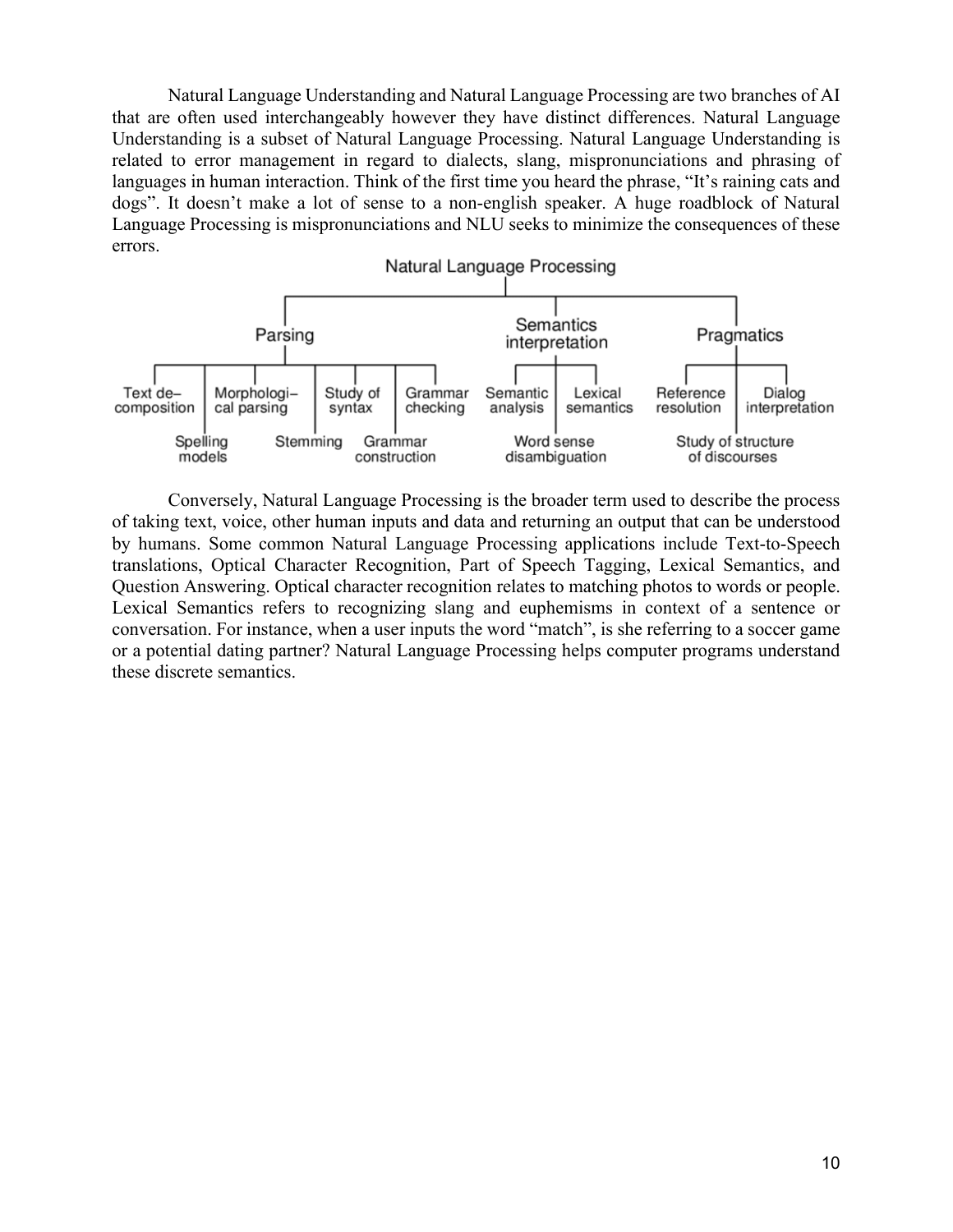Natural Language Understanding and Natural Language Processing are two branches of AI that are often used interchangeably however they have distinct differences. Natural Language Understanding is a subset of Natural Language Processing. Natural Language Understanding is related to error management in regard to dialects, slang, mispronunciations and phrasing of languages in human interaction. Think of the first time you heard the phrase, "It's raining cats and dogs". It doesn't make a lot of sense to a non-english speaker. A huge roadblock of Natural Language Processing is mispronunciations and NLU seeks to minimize the consequences of these errors.

- Natural Language Processing
  - Parsing
    - Text decomposition
    - Spelling models
    - Morphological parsing
    - Stemming
    - Study of syntax
    - Grammar construction
    - Grammar checking
  - Semantics interpretation
    - Semantic analysis
    - Word sense disambiguation
    - Lexical semantics
  - Pragmatics
    - Reference resolution
    - Study of structure of discourses
    - Dialog interpretation

Conversely, Natural Language Processing is the broader term used to describe the process of taking text, voice, other human inputs and data and returning an output that can be understood by humans. Some common Natural Language Processing applications include Text-to-Speech translations, Optical Character Recognition, Part of Speech Tagging, Lexical Semantics, and Question Answering. Optical character recognition relates to matching photos to words or people. Lexical Semantics refers to recognizing slang and euphemisms in context of a sentence or conversation. For instance, when a user inputs the word "match", is she referring to a soccer game or a potential dating partner? Natural Language Processing helps computer programs understand these discrete semantics.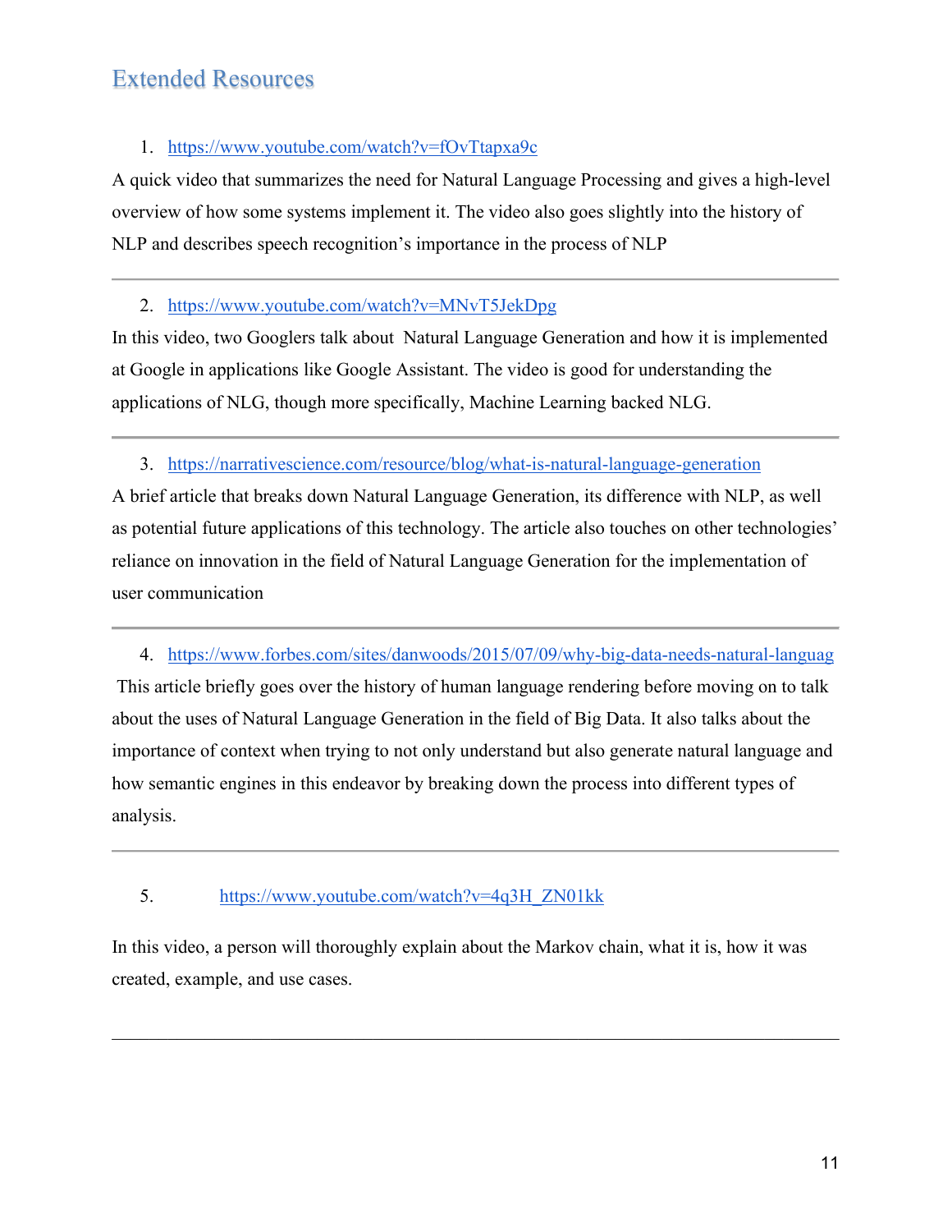## Extended Resources

1. https://www.youtube.com/watch?v=fOvTtapxa9c

A quick video that summarizes the need for Natural Language Processing and gives a high-level overview of how some systems implement it. The video also goes slightly into the history of NLP and describes speech recognition's importance in the process of NLP

---

2. https://www.youtube.com/watch?v=MNvT5JekDpg

In this video, two Googlers talk about  Natural Language Generation and how it is implemented at Google in applications like Google Assistant. The video is good for understanding the applications of NLG, though more specifically, Machine Learning backed NLG.

---

3. https://narrativescience.com/resource/blog/what-is-natural-language-generation

A brief article that breaks down Natural Language Generation, its difference with NLP, as well as potential future applications of this technology. The article also touches on other technologies' reliance on innovation in the field of Natural Language Generation for the implementation of user communication

---

4. https://www.forbes.com/sites/danwoods/2015/07/09/why-big-data-needs-natural-languag

This article briefly goes over the history of human language rendering before moving on to talk about the uses of Natural Language Generation in the field of Big Data. It also talks about the importance of context when trying to not only understand but also generate natural language and how semantic engines in this endeavor by breaking down the process into different types of analysis.

---

5. https://www.youtube.com/watch?v=4q3H_ZN01kk

In this video, a person will thoroughly explain about the Markov chain, what it is, how it was created, example, and use cases.

---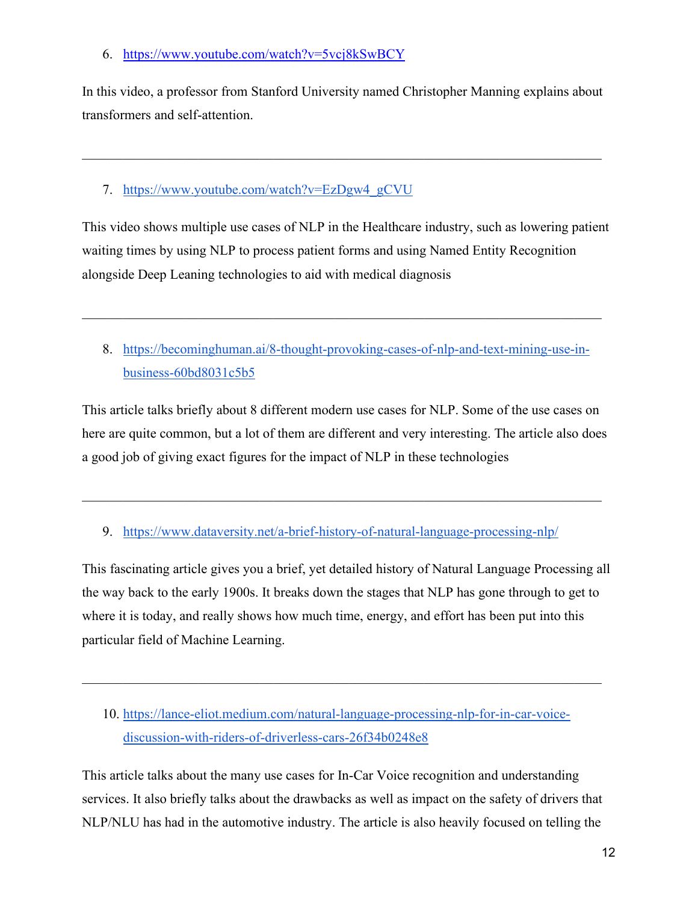6. https://www.youtube.com/watch?v=5vcj8kSwBCY

In this video, a professor from Stanford University named Christopher Manning explains about transformers and self-attention.

---

7. https://www.youtube.com/watch?v=EzDgw4_gCVU

This video shows multiple use cases of NLP in the Healthcare industry, such as lowering patient waiting times by using NLP to process patient forms and using Named Entity Recognition alongside Deep Leaning technologies to aid with medical diagnosis

---

8. https://becominghuman.ai/8-thought-provoking-cases-of-nlp-and-text-mining-use-in-business-60bd8031c5b5

This article talks briefly about 8 different modern use cases for NLP. Some of the use cases on here are quite common, but a lot of them are different and very interesting. The article also does a good job of giving exact figures for the impact of NLP in these technologies

---

9. https://www.dataversity.net/a-brief-history-of-natural-language-processing-nlp/

This fascinating article gives you a brief, yet detailed history of Natural Language Processing all the way back to the early 1900s. It breaks down the stages that NLP has gone through to get to where it is today, and really shows how much time, energy, and effort has been put into this particular field of Machine Learning.

---

10. https://lance-eliot.medium.com/natural-language-processing-nlp-for-in-car-voice-discussion-with-riders-of-driverless-cars-26f34b0248e8

This article talks about the many use cases for In-Car Voice recognition and understanding services. It also briefly talks about the drawbacks as well as impact on the safety of drivers that NLP/NLU has had in the automotive industry. The article is also heavily focused on telling the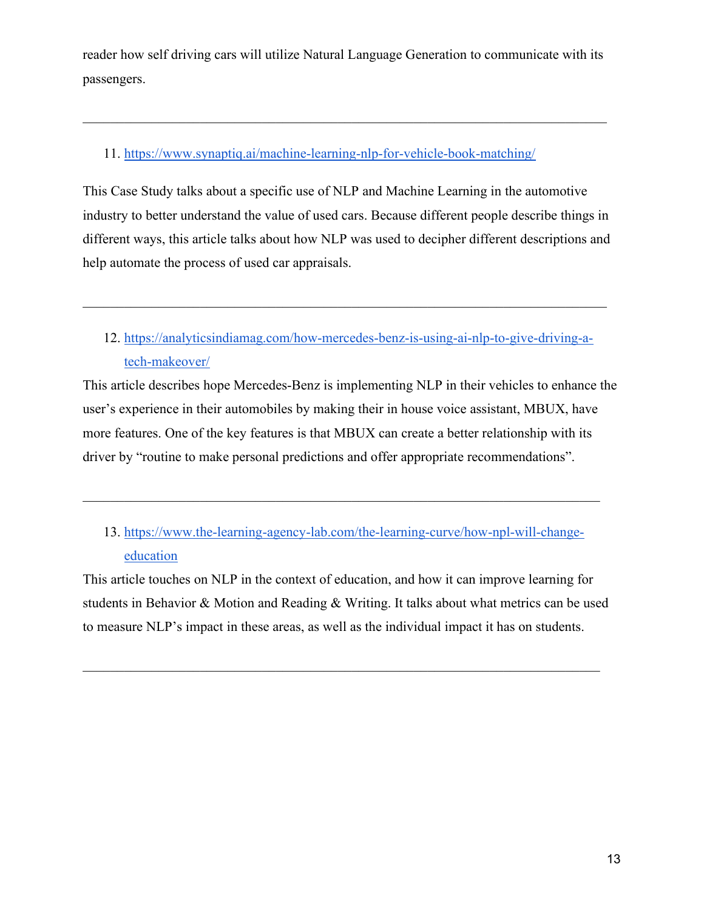reader how self driving cars will utilize Natural Language Generation to communicate with its passengers.

---

11. https://www.synaptiq.ai/machine-learning-nlp-for-vehicle-book-matching/

This Case Study talks about a specific use of NLP and Machine Learning in the automotive industry to better understand the value of used cars. Because different people describe things in different ways, this article talks about how NLP was used to decipher different descriptions and help automate the process of used car appraisals.

---

12. https://analyticsindiamag.com/how-mercedes-benz-is-using-ai-nlp-to-give-driving-a-tech-makeover/

This article describes hope Mercedes-Benz is implementing NLP in their vehicles to enhance the user's experience in their automobiles by making their in house voice assistant, MBUX, have more features. One of the key features is that MBUX can create a better relationship with its driver by "routine to make personal predictions and offer appropriate recommendations".

---

13. https://www.the-learning-agency-lab.com/the-learning-curve/how-npl-will-change-education

This article touches on NLP in the context of education, and how it can improve learning for students in Behavior & Motion and Reading & Writing. It talks about what metrics can be used to measure NLP's impact in these areas, as well as the individual impact it has on students.

---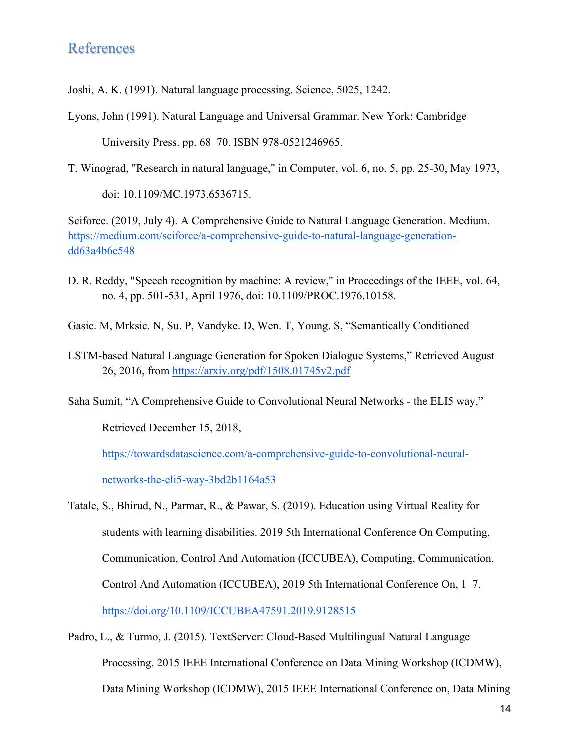# References

Joshi, A. K. (1991). Natural language processing. Science, 5025, 1242.

Lyons, John (1991). Natural Language and Universal Grammar. New York: Cambridge University Press. pp. 68–70. ISBN 978-0521246965.

T. Winograd, "Research in natural language," in Computer, vol. 6, no. 5, pp. 25-30, May 1973, doi: 10.1109/MC.1973.6536715.

Sciforce. (2019, July 4). A Comprehensive Guide to Natural Language Generation. Medium. https://medium.com/sciforce/a-comprehensive-guide-to-natural-language-generation-dd63a4b6e548

D. R. Reddy, "Speech recognition by machine: A review," in Proceedings of the IEEE, vol. 64, no. 4, pp. 501-531, April 1976, doi: 10.1109/PROC.1976.10158.

Gasic. M, Mrksic. N, Su. P, Vandyke. D, Wen. T, Young. S, "Semantically Conditioned

LSTM-based Natural Language Generation for Spoken Dialogue Systems," Retrieved August 26, 2016, from https://arxiv.org/pdf/1508.01745v2.pdf

Saha Sumit, "A Comprehensive Guide to Convolutional Neural Networks - the ELI5 way," Retrieved December 15, 2018, https://towardsdatascience.com/a-comprehensive-guide-to-convolutional-neural-networks-the-eli5-way-3bd2b1164a53

Tatale, S., Bhirud, N., Parmar, R., & Pawar, S. (2019). Education using Virtual Reality for students with learning disabilities. 2019 5th International Conference On Computing, Communication, Control And Automation (ICCUBEA), Computing, Communication, Control And Automation (ICCUBEA), 2019 5th International Conference On, 1–7. https://doi.org/10.1109/ICCUBEA47591.2019.9128515

Padro, L., & Turmo, J. (2015). TextServer: Cloud-Based Multilingual Natural Language Processing. 2015 IEEE International Conference on Data Mining Workshop (ICDMW), Data Mining Workshop (ICDMW), 2015 IEEE International Conference on, Data Mining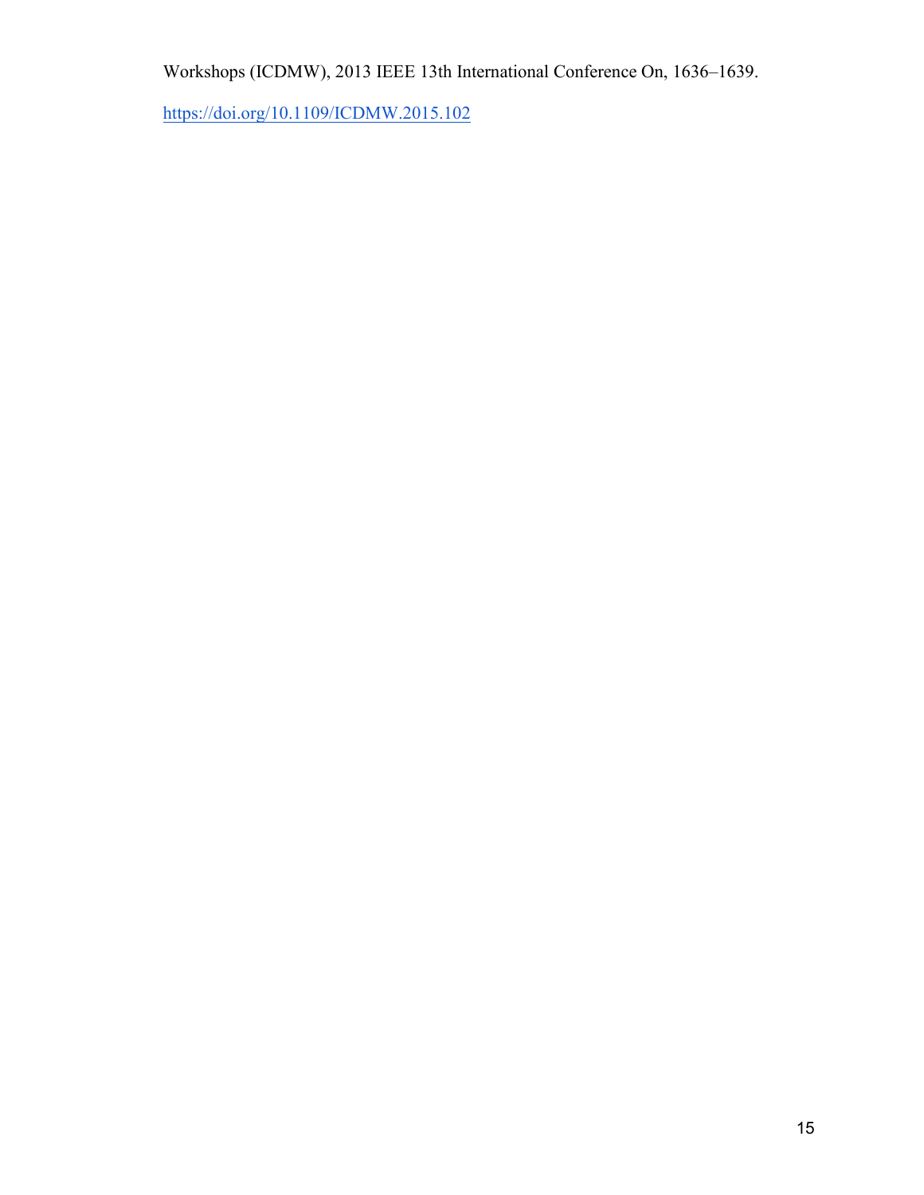Workshops (ICDMW), 2013 IEEE 13th International Conference On, 1636–1639.

https://doi.org/10.1109/ICDMW.2015.102